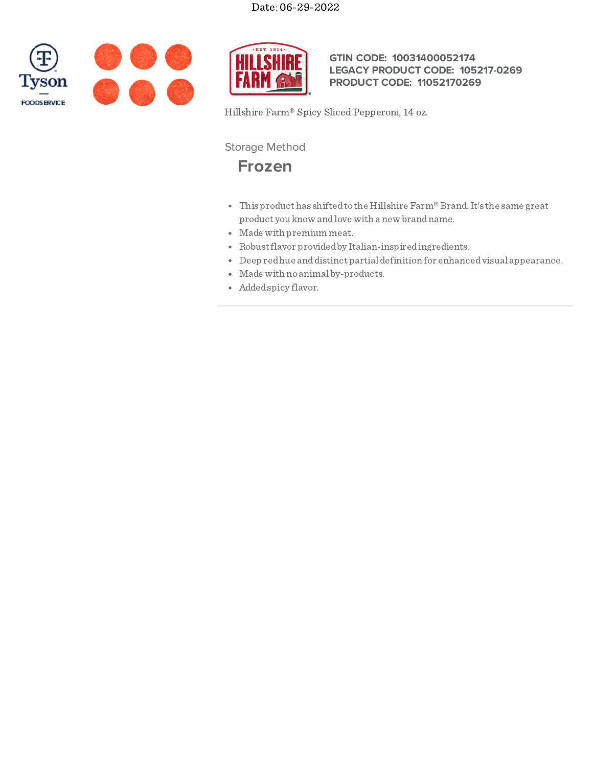Date: 06-29-2022

Tyson FOODSERVICE

HILLSHIRE FARM EST 1934

**GTIN CODE: 10031400052174**
**LEGACY PRODUCT CODE: 105217-0269**
**PRODUCT CODE: 11052170269**

Hillshire Farm® Spicy Sliced Pepperoni, 14 oz.

Storage Method

## Frozen

- This product has shifted to the Hillshire Farm® Brand. It's the same great product you know and love with a new brand name.
- Made with premium meat.
- Robust flavor provided by Italian-inspired ingredients.
- Deep red hue and distinct partial definition for enhanced visual appearance.
- Made with no animal by-products.
- Added spicy flavor.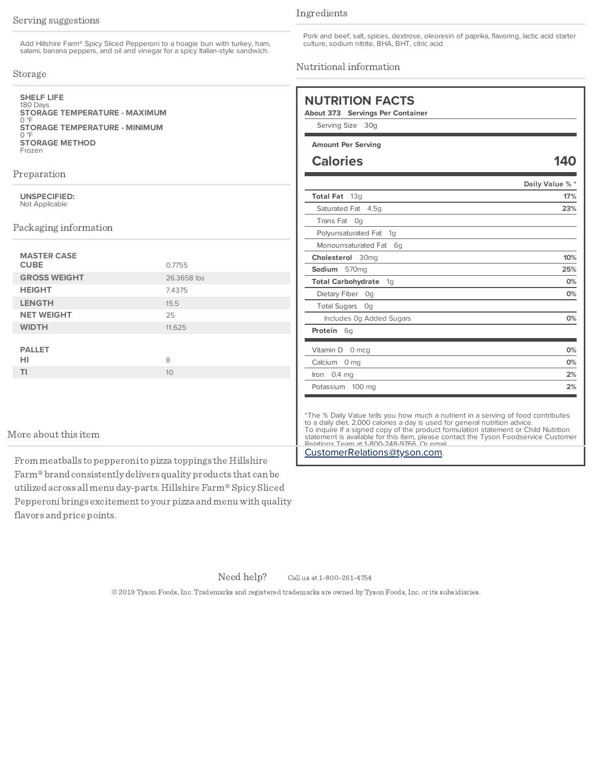## Serving suggestions

Add Hillshire Farm® Spicy Sliced Pepperoni to a hoagie bun with turkey, ham, salami, banana peppers, and oil and vinegar for a spicy Italian-style sandwich.

## Storage

**SHELF LIFE**
180 Days
**STORAGE TEMPERATURE - MAXIMUM**
0 °F
**STORAGE TEMPERATURE - MINIMUM**
0 °F
**STORAGE METHOD**
Frozen

## Preparation

**UNSPECIFIED:**
Not Applicable

## Packaging information

| | |
|---|---|
| **MASTER CASE** | |
| **CUBE** | 0.7755 |
| **GROSS WEIGHT** | 26.3658 lbs |
| **HEIGHT** | 7.4375 |
| **LENGTH** | 15.5 |
| **NET WEIGHT** | 25 |
| **WIDTH** | 11.625 |

| | |
|---|---|
| **PALLET** | |
| **HI** | 8 |
| **TI** | 10 |

## Ingredients

Pork and beef, salt, spices, dextrose, oleoresin of paprika, flavoring, lactic acid starter culture, sodium nitrite, BHA, BHT, citric acid.

## Nutritional information

**NUTRITION FACTS**

**About 373 Servings Per Container**

Serving Size 30g

| Amount Per Serving | |
|---|---|
| **Calories** | **140** |
| | **Daily Value % \*** |
| **Total Fat** 13g | **17%** |
| Saturated Fat 4.5g | **23%** |
| Trans Fat 0g | |
| Polyunsaturated Fat 1g | |
| Monounsaturated Fat 6g | |
| **Cholesterol** 30mg | **10%** |
| **Sodium** 570mg | **25%** |
| **Total Carbohydrate** 1g | **0%** |
| Dietary Fiber 0g | **0%** |
| Total Sugars 0g | |
| Includes 0g Added Sugars | **0%** |
| **Protein** 6g | |
| Vitamin D 0 mcg | **0%** |
| Calcium 0 mg | **0%** |
| Iron 0.4 mg | **2%** |
| Potassium 100 mg | **2%** |

\*The % Daily Value tells you how much a nutrient in a serving of food contributes to a daily diet. 2,000 calories a day is used for general nutrition advice.
To inquire if a signed copy of the product formulation statement or Child Nutrition statement is available for this item, please contact the Tyson Foodservice Customer Relations Team at 1-800-248-9766. Or email CustomerRelations@tyson.com.

## More about this item

From meatballs to pepperoni to pizza toppings the Hillshire Farm® brand consistently delivers quality products that can be utilized across all menu day-parts. Hillshire Farm® Spicy Sliced Pepperoni brings excitement to your pizza and menu with quality flavors and price points.

Need help? Call us at 1-800-261-4754

© 2019 Tyson Foods, Inc. Trademarks and registered trademarks are owned by Tyson Foods, Inc. or its subsidiaries.